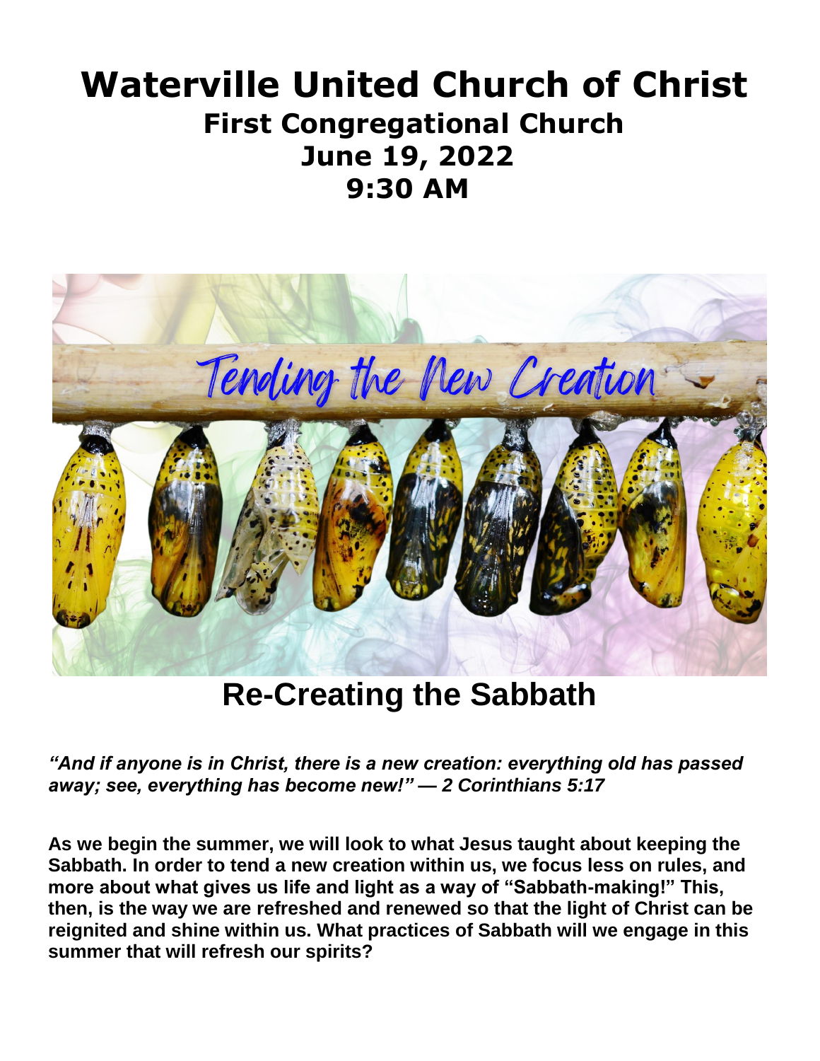# Waterville United Church of Christ

## First Congregational Church

## June 19, 2022

## 9:30 AM

Tending the New Creation

# Re-Creating the Sabbath

***"And if anyone is in Christ, there is a new creation: everything old has passed away; see, everything has become new!" — 2 Corinthians 5:17***

**As we begin the summer, we will look to what Jesus taught about keeping the Sabbath. In order to tend a new creation within us, we focus less on rules, and more about what gives us life and light as a way of "Sabbath-making!" This, then, is the way we are refreshed and renewed so that the light of Christ can be reignited and shine within us. What practices of Sabbath will we engage in this summer that will refresh our spirits?**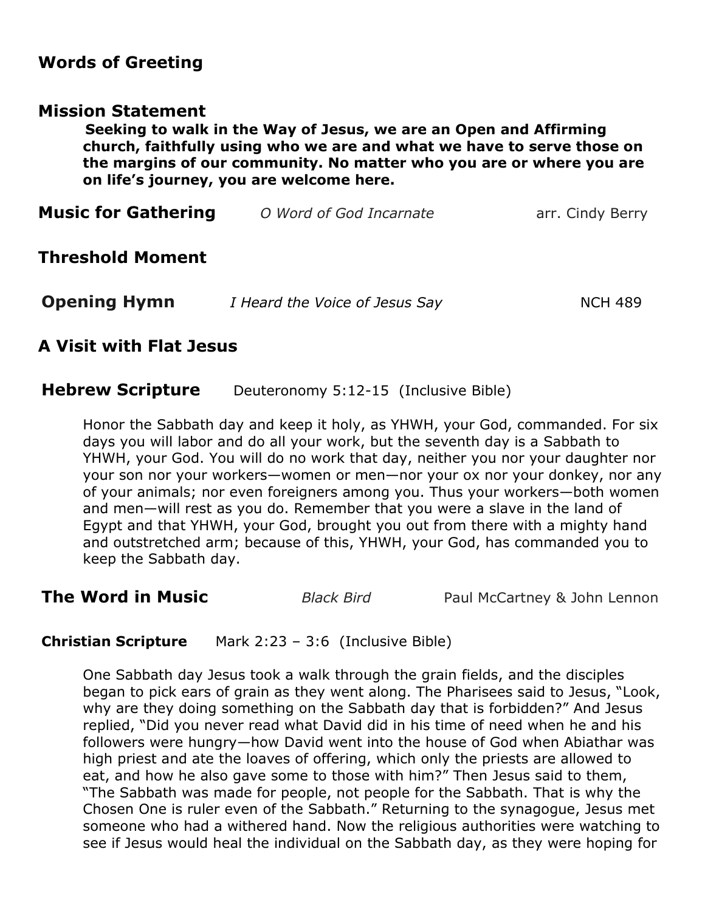## Words of Greeting

## Mission Statement

**Seeking to walk in the Way of Jesus, we are an Open and Affirming church, faithfully using who we are and what we have to serve those on the margins of our community. No matter who you are or where you are on life's journey, you are welcome here.**

**Music for Gathering** *O Word of God Incarnate* arr. Cindy Berry

## Threshold Moment

**Opening Hymn** *I Heard the Voice of Jesus Say* NCH 489

## A Visit with Flat Jesus

**Hebrew Scripture** Deuteronomy 5:12-15 (Inclusive Bible)

Honor the Sabbath day and keep it holy, as YHWH, your God, commanded. For six days you will labor and do all your work, but the seventh day is a Sabbath to YHWH, your God. You will do no work that day, neither you nor your daughter nor your son nor your workers—women or men—nor your ox nor your donkey, nor any of your animals; nor even foreigners among you. Thus your workers—both women and men—will rest as you do. Remember that you were a slave in the land of Egypt and that YHWH, your God, brought you out from there with a mighty hand and outstretched arm; because of this, YHWH, your God, has commanded you to keep the Sabbath day.

**The Word in Music** *Black Bird* Paul McCartney & John Lennon

**Christian Scripture** Mark 2:23 – 3:6 (Inclusive Bible)

One Sabbath day Jesus took a walk through the grain fields, and the disciples began to pick ears of grain as they went along. The Pharisees said to Jesus, "Look, why are they doing something on the Sabbath day that is forbidden?" And Jesus replied, "Did you never read what David did in his time of need when he and his followers were hungry—how David went into the house of God when Abiathar was high priest and ate the loaves of offering, which only the priests are allowed to eat, and how he also gave some to those with him?" Then Jesus said to them, "The Sabbath was made for people, not people for the Sabbath. That is why the Chosen One is ruler even of the Sabbath." Returning to the synagogue, Jesus met someone who had a withered hand. Now the religious authorities were watching to see if Jesus would heal the individual on the Sabbath day, as they were hoping for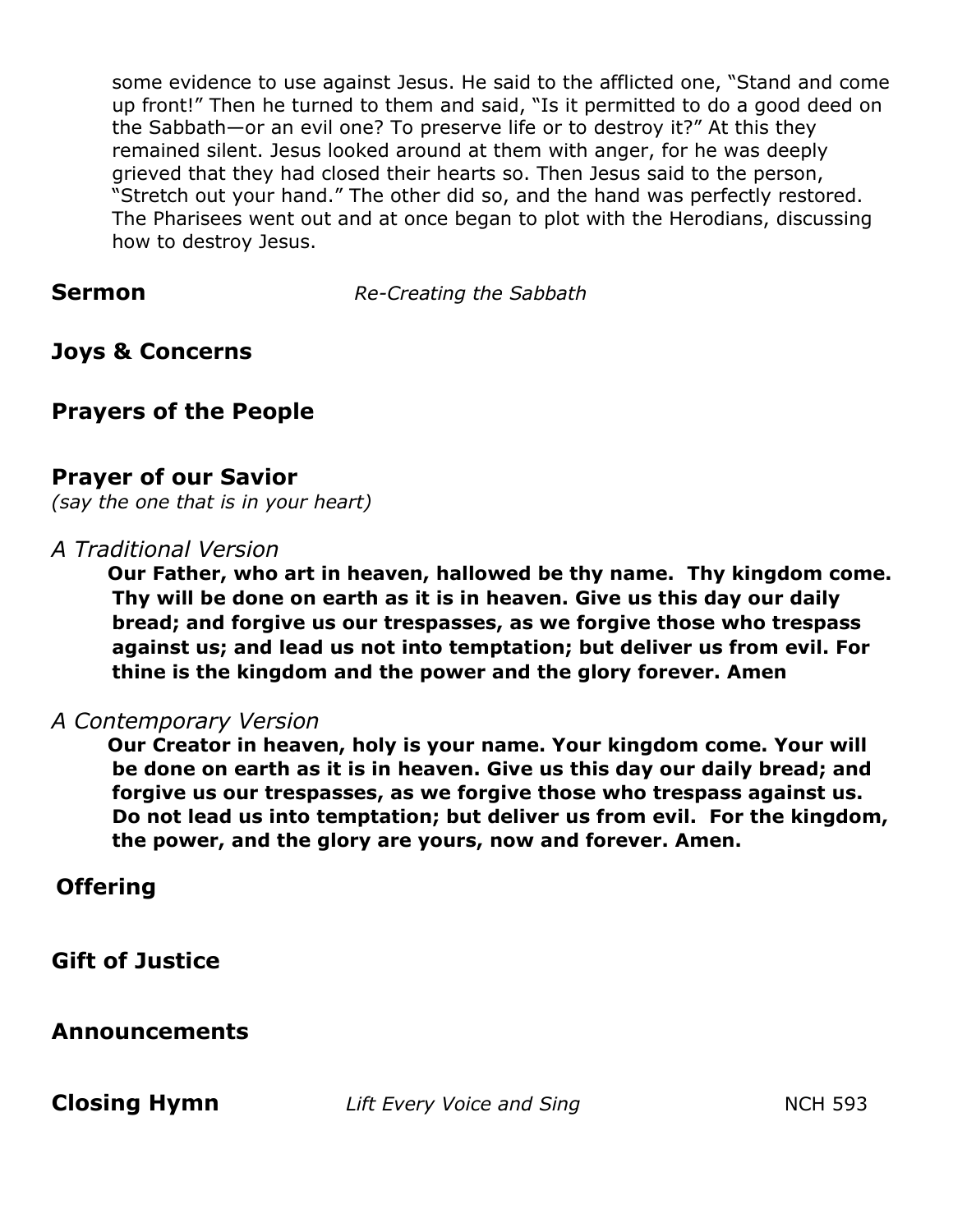some evidence to use against Jesus. He said to the afflicted one, "Stand and come up front!" Then he turned to them and said, "Is it permitted to do a good deed on the Sabbath—or an evil one? To preserve life or to destroy it?" At this they remained silent. Jesus looked around at them with anger, for he was deeply grieved that they had closed their hearts so. Then Jesus said to the person, "Stretch out your hand." The other did so, and the hand was perfectly restored. The Pharisees went out and at once began to plot with the Herodians, discussing how to destroy Jesus.

**Sermon** *Re-Creating the Sabbath*

**Joys & Concerns**

**Prayers of the People**

**Prayer of our Savior**
*(say the one that is in your heart)*

*A Traditional Version*

**Our Father, who art in heaven, hallowed be thy name. Thy kingdom come. Thy will be done on earth as it is in heaven. Give us this day our daily bread; and forgive us our trespasses, as we forgive those who trespass against us; and lead us not into temptation; but deliver us from evil. For thine is the kingdom and the power and the glory forever. Amen**

*A Contemporary Version*

**Our Creator in heaven, holy is your name. Your kingdom come. Your will be done on earth as it is in heaven. Give us this day our daily bread; and forgive us our trespasses, as we forgive those who trespass against us. Do not lead us into temptation; but deliver us from evil. For the kingdom, the power, and the glory are yours, now and forever. Amen.**

**Offering**

**Gift of Justice**

**Announcements**

**Closing Hymn** *Lift Every Voice and Sing* NCH 593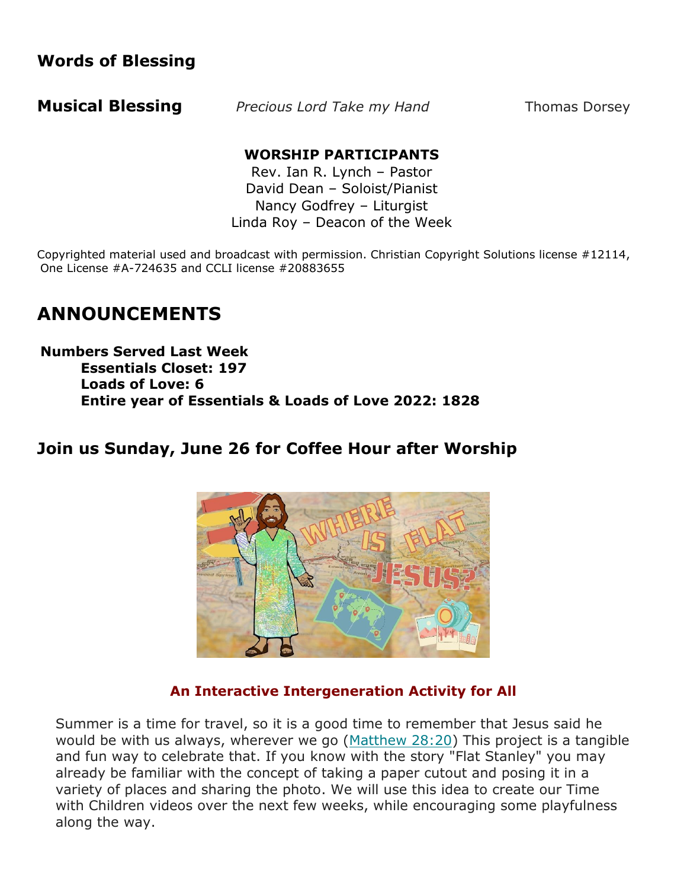## Words of Blessing

**Musical Blessing** *Precious Lord Take my Hand* Thomas Dorsey

**WORSHIP PARTICIPANTS**

Rev. Ian R. Lynch – Pastor
David Dean – Soloist/Pianist
Nancy Godfrey – Liturgist
Linda Roy – Deacon of the Week

Copyrighted material used and broadcast with permission. Christian Copyright Solutions license #12114, One License #A-724635 and CCLI license #20883655

# ANNOUNCEMENTS

**Numbers Served Last Week**
**Essentials Closet: 197**
**Loads of Love: 6**
**Entire year of Essentials & Loads of Love 2022: 1828**

## Join us Sunday, June 26 for Coffee Hour after Worship

**An Interactive Intergeneration Activity for All**

Summer is a time for travel, so it is a good time to remember that Jesus said he would be with us always, wherever we go (Matthew 28:20) This project is a tangible and fun way to celebrate that. If you know with the story "Flat Stanley" you may already be familiar with the concept of taking a paper cutout and posing it in a variety of places and sharing the photo. We will use this idea to create our Time with Children videos over the next few weeks, while encouraging some playfulness along the way.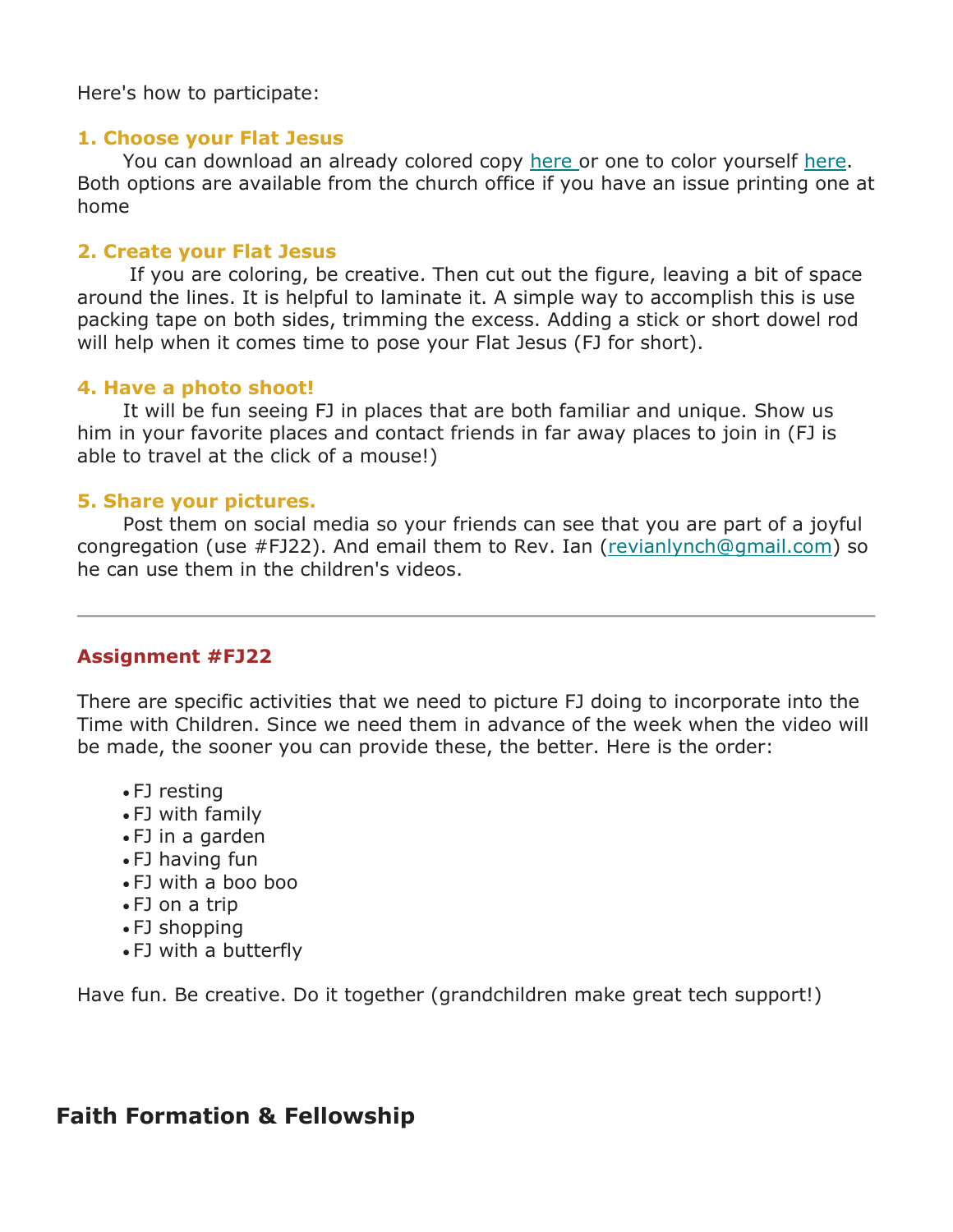Here's how to participate:

**1. Choose your Flat Jesus**

You can download an already colored copy here or one to color yourself here. Both options are available from the church office if you have an issue printing one at home

**2. Create your Flat Jesus**

If you are coloring, be creative. Then cut out the figure, leaving a bit of space around the lines. It is helpful to laminate it. A simple way to accomplish this is use packing tape on both sides, trimming the excess. Adding a stick or short dowel rod will help when it comes time to pose your Flat Jesus (FJ for short).

**4. Have a photo shoot!**

It will be fun seeing FJ in places that are both familiar and unique. Show us him in your favorite places and contact friends in far away places to join in (FJ is able to travel at the click of a mouse!)

**5. Share your pictures.**

Post them on social media so your friends can see that you are part of a joyful congregation (use #FJ22). And email them to Rev. Ian (revianlynch@gmail.com) so he can use them in the children's videos.

---

**Assignment #FJ22**

There are specific activities that we need to picture FJ doing to incorporate into the Time with Children. Since we need them in advance of the week when the video will be made, the sooner you can provide these, the better. Here is the order:

- FJ resting
- FJ with family
- FJ in a garden
- FJ having fun
- FJ with a boo boo
- FJ on a trip
- FJ shopping
- FJ with a butterfly

Have fun. Be creative. Do it together (grandchildren make great tech support!)

## Faith Formation & Fellowship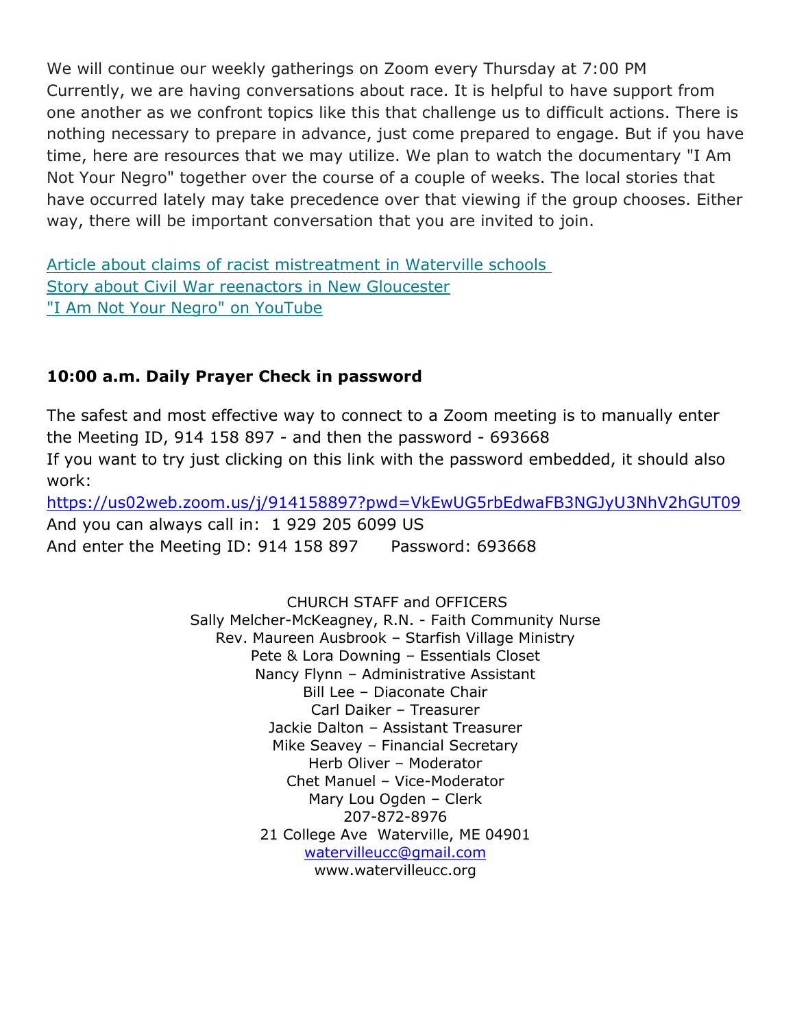We will continue our weekly gatherings on Zoom every Thursday at 7:00 PM
Currently, we are having conversations about race. It is helpful to have support from one another as we confront topics like this that challenge us to difficult actions. There is nothing necessary to prepare in advance, just come prepared to engage. But if you have time, here are resources that we may utilize. We plan to watch the documentary "I Am Not Your Negro" together over the course of a couple of weeks. The local stories that have occurred lately may take precedence over that viewing if the group chooses. Either way, there will be important conversation that you are invited to join.

Article about claims of racist mistreatment in Waterville schools
Story about Civil War reenactors in New Gloucester
"I Am Not Your Negro" on YouTube

**10:00 a.m. Daily Prayer Check in password**

The safest and most effective way to connect to a Zoom meeting is to manually enter the Meeting ID, 914 158 897 - and then the password - 693668
If you want to try just clicking on this link with the password embedded, it should also work:
https://us02web.zoom.us/j/914158897?pwd=VkEwUG5rbEdwaFB3NGJyU3NhV2hGUT09
And you can always call in: 1 929 205 6099 US
And enter the Meeting ID: 914 158 897 Password: 693668

CHURCH STAFF and OFFICERS
Sally Melcher-McKeagney, R.N. - Faith Community Nurse
Rev. Maureen Ausbrook – Starfish Village Ministry
Pete & Lora Downing – Essentials Closet
Nancy Flynn – Administrative Assistant
Bill Lee – Diaconate Chair
Carl Daiker – Treasurer
Jackie Dalton – Assistant Treasurer
Mike Seavey – Financial Secretary
Herb Oliver – Moderator
Chet Manuel – Vice-Moderator
Mary Lou Ogden – Clerk
207-872-8976
21 College Ave Waterville, ME 04901
watervilleucc@gmail.com
www.watervilleucc.org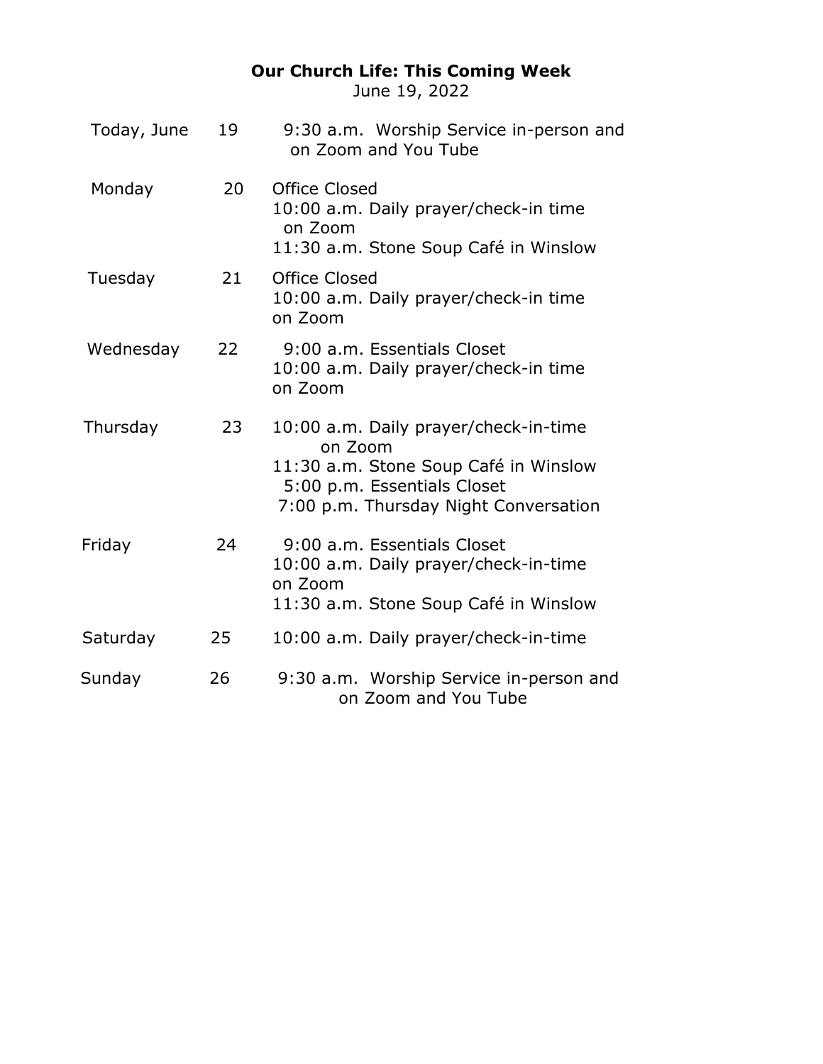**Our Church Life: This Coming Week**

June 19, 2022

| | | |
|---|---|---|
| Today, June | 19 | 9:30 a.m. Worship Service in-person and on Zoom and You Tube |
| Monday | 20 | Office Closed<br>10:00 a.m. Daily prayer/check-in time on Zoom<br>11:30 a.m. Stone Soup Café in Winslow |
| Tuesday | 21 | Office Closed<br>10:00 a.m. Daily prayer/check-in time on Zoom |
| Wednesday | 22 | 9:00 a.m. Essentials Closet<br>10:00 a.m. Daily prayer/check-in time on Zoom |
| Thursday | 23 | 10:00 a.m. Daily prayer/check-in-time on Zoom<br>11:30 a.m. Stone Soup Café in Winslow<br>5:00 p.m. Essentials Closet<br>7:00 p.m. Thursday Night Conversation |
| Friday | 24 | 9:00 a.m. Essentials Closet<br>10:00 a.m. Daily prayer/check-in-time on Zoom<br>11:30 a.m. Stone Soup Café in Winslow |
| Saturday | 25 | 10:00 a.m. Daily prayer/check-in-time |
| Sunday | 26 | 9:30 a.m. Worship Service in-person and on Zoom and You Tube |